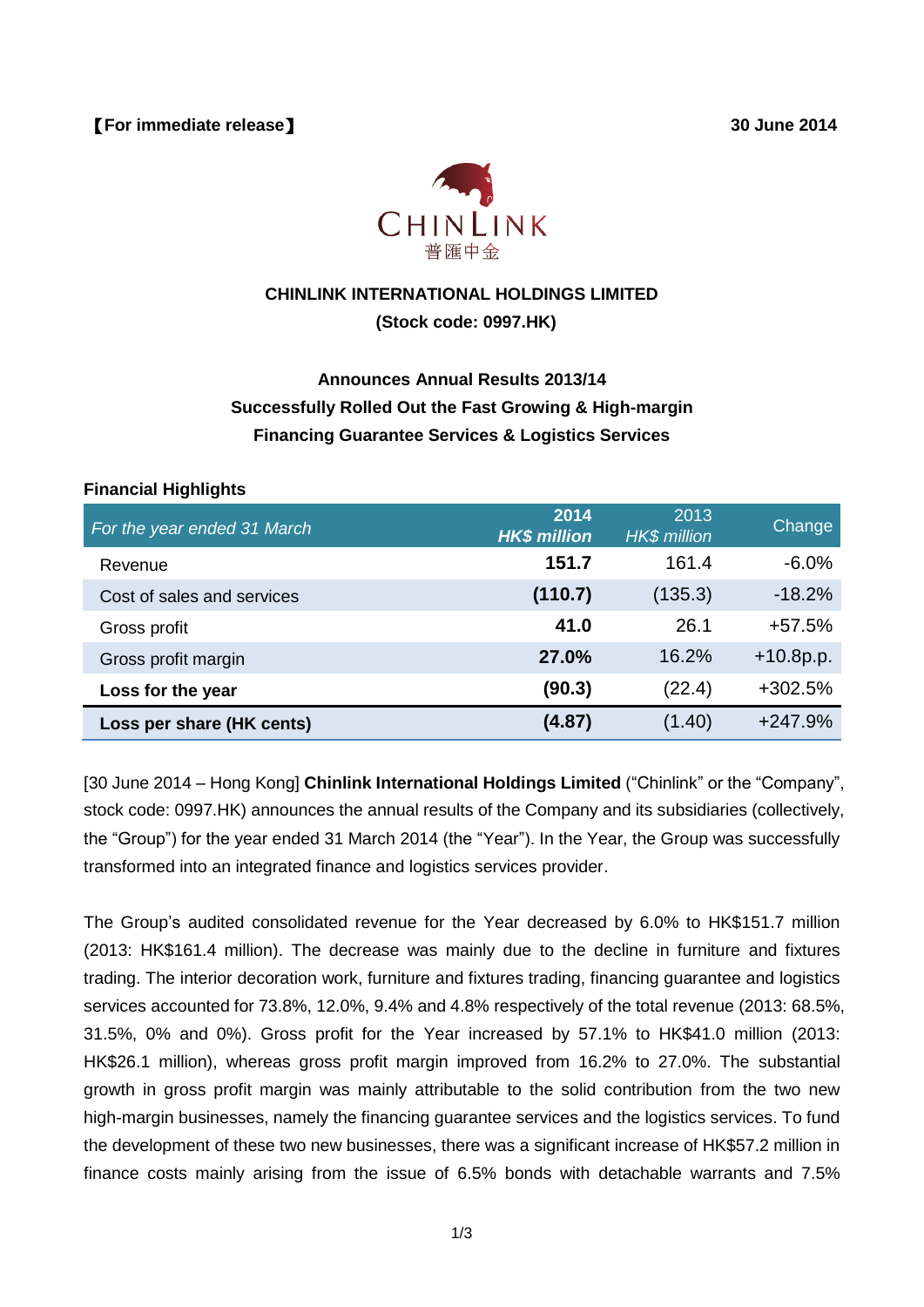【For immediate release】 30 June 2014

CHINLINK
普匯中金

**CHINLINK INTERNATIONAL HOLDINGS LIMITED**
**(Stock code: 0997.HK)**

**Announces Annual Results 2013/14**
**Successfully Rolled Out the Fast Growing & High-margin Financing Guarantee Services & Logistics Services**

**Financial Highlights**

| *For the year ended 31 March* | **2014 *HK$ million*** | 2013 *HK$ million* | Change |
|---|---|---|---|
| Revenue | **151.7** | 161.4 | -6.0% |
| Cost of sales and services | **(110.7)** | (135.3) | -18.2% |
| Gross profit | **41.0** | 26.1 | +57.5% |
| Gross profit margin | **27.0%** | 16.2% | +10.8p.p. |
| **Loss for the year** | **(90.3)** | (22.4) | +302.5% |
| **Loss per share (HK cents)** | **(4.87)** | (1.40) | +247.9% |

[30 June 2014 – Hong Kong] **Chinlink International Holdings Limited** ("Chinlink" or the "Company", stock code: 0997.HK) announces the annual results of the Company and its subsidiaries (collectively, the "Group") for the year ended 31 March 2014 (the "Year"). In the Year, the Group was successfully transformed into an integrated finance and logistics services provider.

The Group's audited consolidated revenue for the Year decreased by 6.0% to HK$151.7 million (2013: HK$161.4 million). The decrease was mainly due to the decline in furniture and fixtures trading. The interior decoration work, furniture and fixtures trading, financing guarantee and logistics services accounted for 73.8%, 12.0%, 9.4% and 4.8% respectively of the total revenue (2013: 68.5%, 31.5%, 0% and 0%). Gross profit for the Year increased by 57.1% to HK$41.0 million (2013: HK$26.1 million), whereas gross profit margin improved from 16.2% to 27.0%. The substantial growth in gross profit margin was mainly attributable to the solid contribution from the two new high-margin businesses, namely the financing guarantee services and the logistics services. To fund the development of these two new businesses, there was a significant increase of HK$57.2 million in finance costs mainly arising from the issue of 6.5% bonds with detachable warrants and 7.5%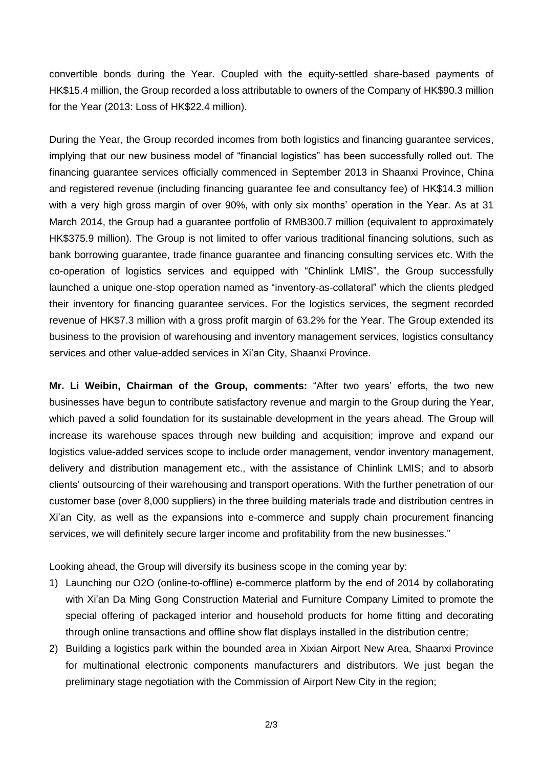convertible bonds during the Year. Coupled with the equity-settled share-based payments of HK$15.4 million, the Group recorded a loss attributable to owners of the Company of HK$90.3 million for the Year (2013: Loss of HK$22.4 million).

During the Year, the Group recorded incomes from both logistics and financing guarantee services, implying that our new business model of "financial logistics" has been successfully rolled out. The financing guarantee services officially commenced in September 2013 in Shaanxi Province, China and registered revenue (including financing guarantee fee and consultancy fee) of HK$14.3 million with a very high gross margin of over 90%, with only six months' operation in the Year. As at 31 March 2014, the Group had a guarantee portfolio of RMB300.7 million (equivalent to approximately HK$375.9 million). The Group is not limited to offer various traditional financing solutions, such as bank borrowing guarantee, trade finance guarantee and financing consulting services etc. With the co-operation of logistics services and equipped with "Chinlink LMIS", the Group successfully launched a unique one-stop operation named as "inventory-as-collateral" which the clients pledged their inventory for financing guarantee services. For the logistics services, the segment recorded revenue of HK$7.3 million with a gross profit margin of 63.2% for the Year. The Group extended its business to the provision of warehousing and inventory management services, logistics consultancy services and other value-added services in Xi'an City, Shaanxi Province.

**Mr. Li Weibin, Chairman of the Group, comments:** "After two years' efforts, the two new businesses have begun to contribute satisfactory revenue and margin to the Group during the Year, which paved a solid foundation for its sustainable development in the years ahead. The Group will increase its warehouse spaces through new building and acquisition; improve and expand our logistics value-added services scope to include order management, vendor inventory management, delivery and distribution management etc., with the assistance of Chinlink LMIS; and to absorb clients' outsourcing of their warehousing and transport operations. With the further penetration of our customer base (over 8,000 suppliers) in the three building materials trade and distribution centres in Xi'an City, as well as the expansions into e-commerce and supply chain procurement financing services, we will definitely secure larger income and profitability from the new businesses."

Looking ahead, the Group will diversify its business scope in the coming year by:

1) Launching our O2O (online-to-offline) e-commerce platform by the end of 2014 by collaborating with Xi'an Da Ming Gong Construction Material and Furniture Company Limited to promote the special offering of packaged interior and household products for home fitting and decorating through online transactions and offline show flat displays installed in the distribution centre;
2) Building a logistics park within the bounded area in Xixian Airport New Area, Shaanxi Province for multinational electronic components manufacturers and distributors. We just began the preliminary stage negotiation with the Commission of Airport New City in the region;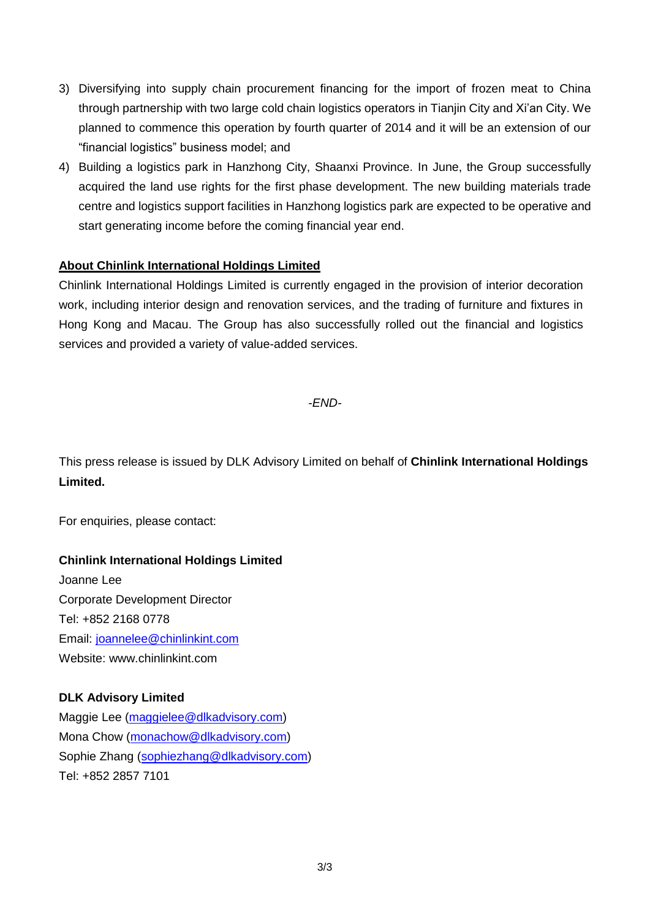3) Diversifying into supply chain procurement financing for the import of frozen meat to China through partnership with two large cold chain logistics operators in Tianjin City and Xi'an City. We planned to commence this operation by fourth quarter of 2014 and it will be an extension of our "financial logistics" business model; and
4) Building a logistics park in Hanzhong City, Shaanxi Province. In June, the Group successfully acquired the land use rights for the first phase development. The new building materials trade centre and logistics support facilities in Hanzhong logistics park are expected to be operative and start generating income before the coming financial year end.

**About Chinlink International Holdings Limited**

Chinlink International Holdings Limited is currently engaged in the provision of interior decoration work, including interior design and renovation services, and the trading of furniture and fixtures in Hong Kong and Macau. The Group has also successfully rolled out the financial and logistics services and provided a variety of value-added services.

*-END-*

This press release is issued by DLK Advisory Limited on behalf of **Chinlink International Holdings Limited.**

For enquiries, please contact:

**Chinlink International Holdings Limited**
Joanne Lee
Corporate Development Director
Tel: +852 2168 0778
Email: joannelee@chinlinkint.com
Website: www.chinlinkint.com

**DLK Advisory Limited**
Maggie Lee (maggielee@dlkadvisory.com)
Mona Chow (monachow@dlkadvisory.com)
Sophie Zhang (sophiezhang@dlkadvisory.com)
Tel: +852 2857 7101